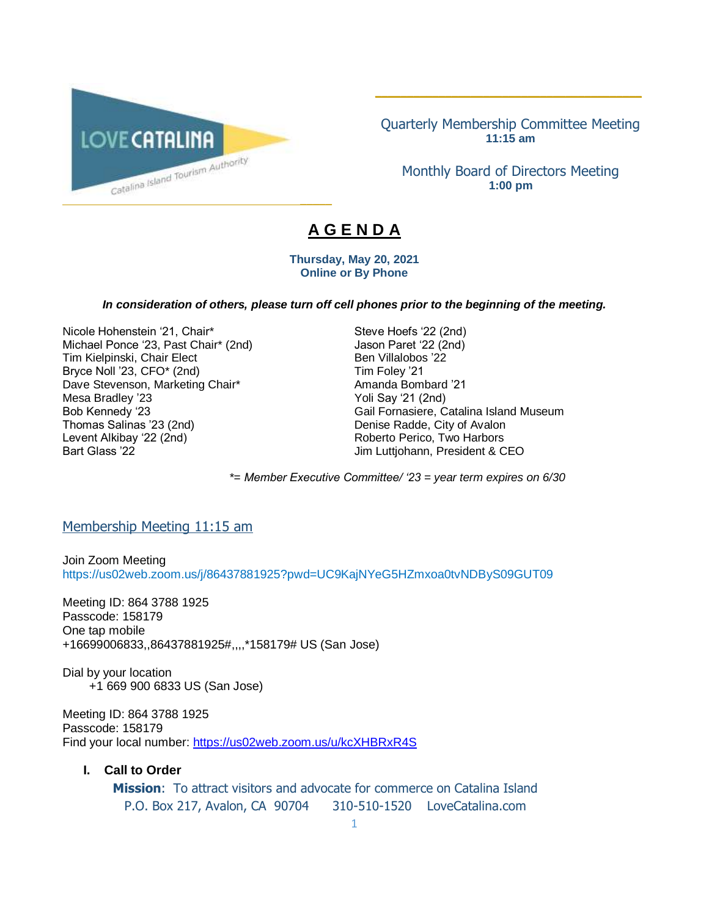LOVE CATALINA
Catalina Island Tourism Authority

Quarterly Membership Committee Meeting
**11:15 am**

Monthly Board of Directors Meeting
**1:00 pm**

# A G E N D A

**Thursday, May 20, 2021**
**Online or By Phone**

***In consideration of others, please turn off cell phones prior to the beginning of the meeting.***

Nicole Hohenstein '21, Chair*
Michael Ponce '23, Past Chair* (2nd)
Tim Kielpinski, Chair Elect
Bryce Noll '23, CFO* (2nd)
Dave Stevenson, Marketing Chair*
Mesa Bradley '23
Bob Kennedy '23
Thomas Salinas '23 (2nd)
Levent Alkibay '22 (2nd)
Bart Glass '22
Steve Hoefs '22 (2nd)
Jason Paret '22 (2nd)
Ben Villalobos '22
Tim Foley '21
Amanda Bombard '21
Yoli Say '21 (2nd)
Gail Fornasiere, Catalina Island Museum
Denise Radde, City of Avalon
Roberto Perico, Two Harbors
Jim Luttjohann, President & CEO

**= Member Executive Committee/ '23 = year term expires on 6/30*

## Membership Meeting 11:15 am

Join Zoom Meeting
https://us02web.zoom.us/j/86437881925?pwd=UC9KajNYeG5HZmxoa0tvNDByS09GUT09

Meeting ID: 864 3788 1925
Passcode: 158179
One tap mobile
+16699006833,,86437881925#,,,,*158179# US (San Jose)

Dial by your location
+1 669 900 6833 US (San Jose)

Meeting ID: 864 3788 1925
Passcode: 158179
Find your local number: https://us02web.zoom.us/u/kcXHBRxR4S

**I. Call to Order**

**Mission**: To attract visitors and advocate for commerce on Catalina Island
P.O. Box 217, Avalon, CA 90704 310-510-1520 LoveCatalina.com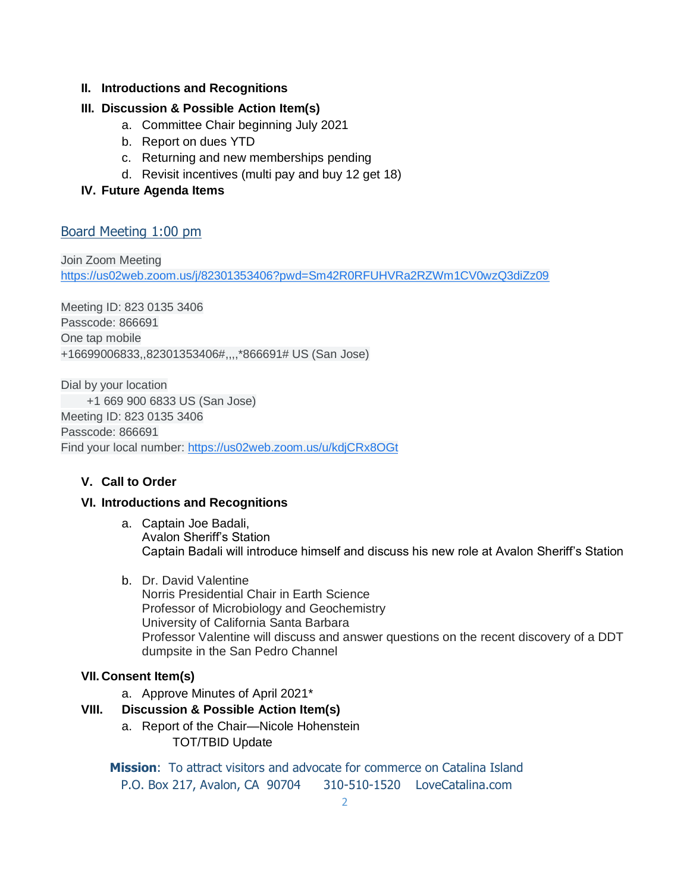**II. Introductions and Recognitions**

**III. Discussion & Possible Action Item(s)**

a. Committee Chair beginning July 2021
b. Report on dues YTD
c. Returning and new memberships pending
d. Revisit incentives (multi pay and buy 12 get 18)

**IV. Future Agenda Items**

## Board Meeting 1:00 pm

Join Zoom Meeting
https://us02web.zoom.us/j/82301353406?pwd=Sm42R0RFUHVRa2RZWm1CV0wzQ3diZz09

Meeting ID: 823 0135 3406
Passcode: 866691
One tap mobile
+16699006833,,82301353406#,,,,*866691# US (San Jose)

Dial by your location
+1 669 900 6833 US (San Jose)
Meeting ID: 823 0135 3406
Passcode: 866691
Find your local number: https://us02web.zoom.us/u/kdjCRx8OGt

**V. Call to Order**

**VI. Introductions and Recognitions**

a. Captain Joe Badali,
Avalon Sheriff's Station
Captain Badali will introduce himself and discuss his new role at Avalon Sheriff's Station

b. Dr. David Valentine
Norris Presidential Chair in Earth Science
Professor of Microbiology and Geochemistry
University of California Santa Barbara
Professor Valentine will discuss and answer questions on the recent discovery of a DDT dumpsite in the San Pedro Channel

**VII. Consent Item(s)**

a. Approve Minutes of April 2021*

**VIII. Discussion & Possible Action Item(s)**

a. Report of the Chair—Nicole Hohenstein
TOT/TBID Update

**Mission**: To attract visitors and advocate for commerce on Catalina Island
P.O. Box 217, Avalon, CA 90704 310-510-1520 LoveCatalina.com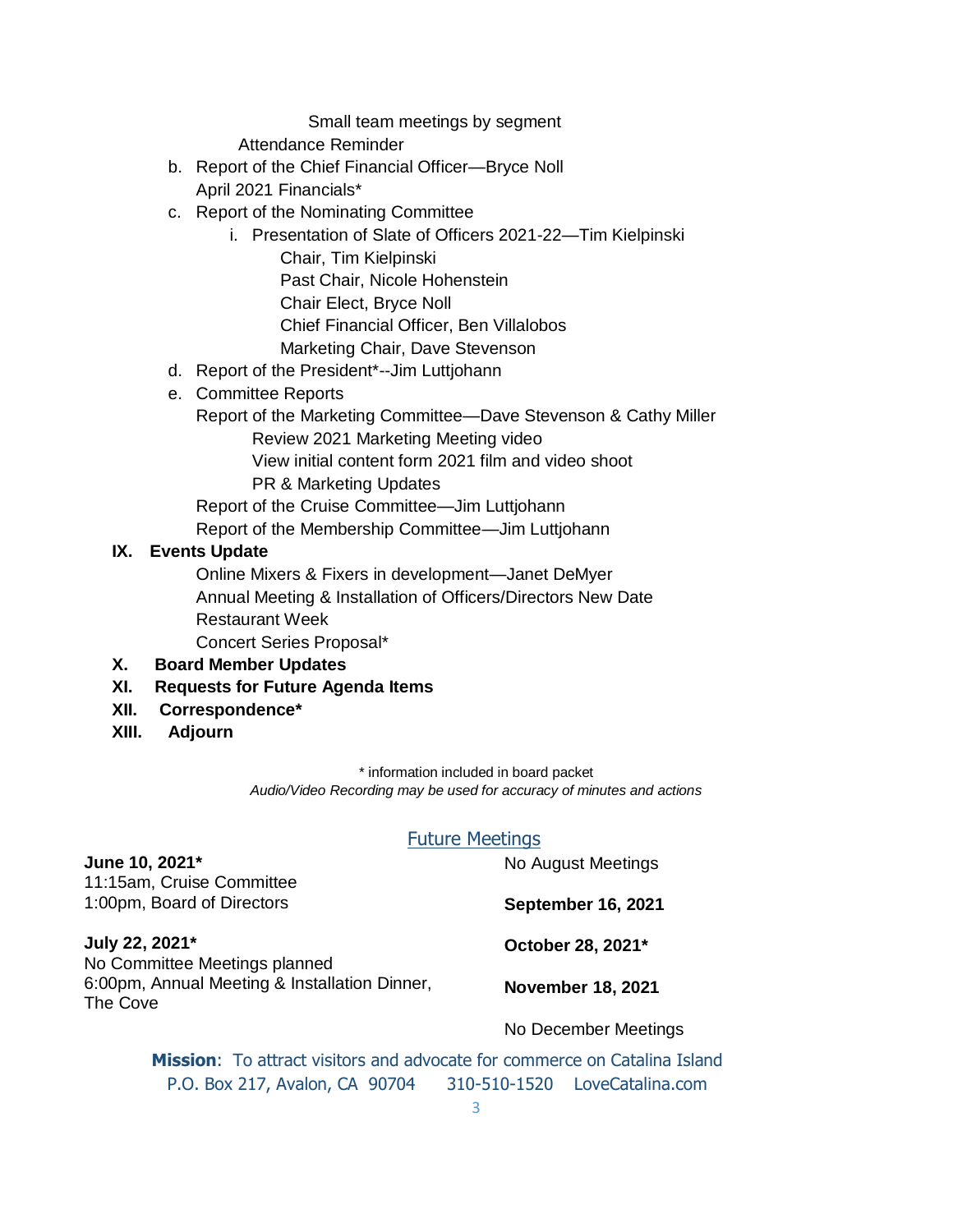Small team meetings by segment

Attendance Reminder

b. Report of the Chief Financial Officer—Bryce Noll
   April 2021 Financials*
c. Report of the Nominating Committee
   i. Presentation of Slate of Officers 2021-22—Tim Kielpinski
      Chair, Tim Kielpinski
      Past Chair, Nicole Hohenstein
      Chair Elect, Bryce Noll
      Chief Financial Officer, Ben Villalobos
      Marketing Chair, Dave Stevenson
d. Report of the President*--Jim Luttjohann
e. Committee Reports
   Report of the Marketing Committee—Dave Stevenson & Cathy Miller
      Review 2021 Marketing Meeting video
      View initial content form 2021 film and video shoot
      PR & Marketing Updates
   Report of the Cruise Committee—Jim Luttjohann
   Report of the Membership Committee—Jim Luttjohann

**IX. Events Update**

Online Mixers & Fixers in development—Janet DeMyer
Annual Meeting & Installation of Officers/Directors New Date
Restaurant Week
Concert Series Proposal*

**X. Board Member Updates**

**XI. Requests for Future Agenda Items**

**XII. Correspondence***

**XIII. Adjourn**

\* information included in board packet
*Audio/Video Recording may be used for accuracy of minutes and actions*

## Future Meetings

**June 10, 2021***
11:15am, Cruise Committee
1:00pm, Board of Directors

**July 22, 2021***
No Committee Meetings planned
6:00pm, Annual Meeting & Installation Dinner, The Cove

No August Meetings

**September 16, 2021**

**October 28, 2021***

**November 18, 2021**

No December Meetings

**Mission**: To attract visitors and advocate for commerce on Catalina Island
P.O. Box 217, Avalon, CA 90704 310-510-1520 LoveCatalina.com